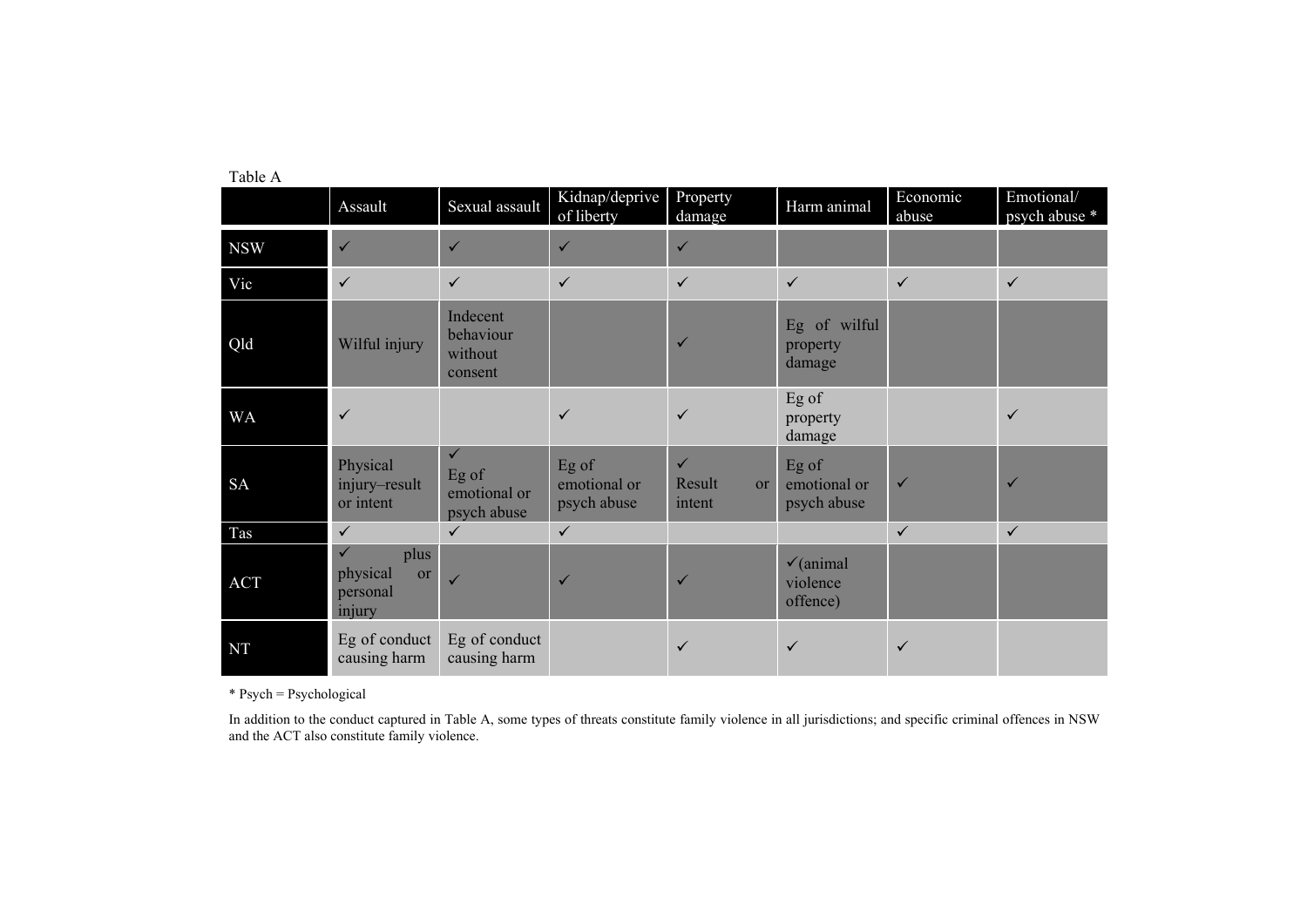Table A

| | Assault | Sexual assault | Kidnap/deprive of liberty | Property damage | Harm animal | Economic abuse | Emotional/ psych abuse * |
|---|---|---|---|---|---|---|---|
| NSW | ✓ | ✓ | ✓ | ✓ | | | |
| Vic | ✓ | ✓ | ✓ | ✓ | ✓ | ✓ | ✓ |
| Qld | Wilful injury | Indecent behaviour without consent | | ✓ | Eg of wilful property damage | | |
| WA | ✓ | | ✓ | ✓ | Eg of property damage | | ✓ |
| SA | Physical injury–result or intent | ✓ Eg of emotional or psych abuse | Eg of emotional or psych abuse | ✓ Result or intent | Eg of emotional or psych abuse | ✓ | ✓ |
| Tas | ✓ | ✓ | ✓ | | | ✓ | ✓ |
| ACT | ✓ plus physical or personal injury | ✓ | ✓ | ✓ | ✓(animal violence offence) | | |
| NT | Eg of conduct causing harm | Eg of conduct causing harm | | ✓ | ✓ | ✓ | |

* Psych = Psychological

In addition to the conduct captured in Table A, some types of threats constitute family violence in all jurisdictions; and specific criminal offences in NSW and the ACT also constitute family violence.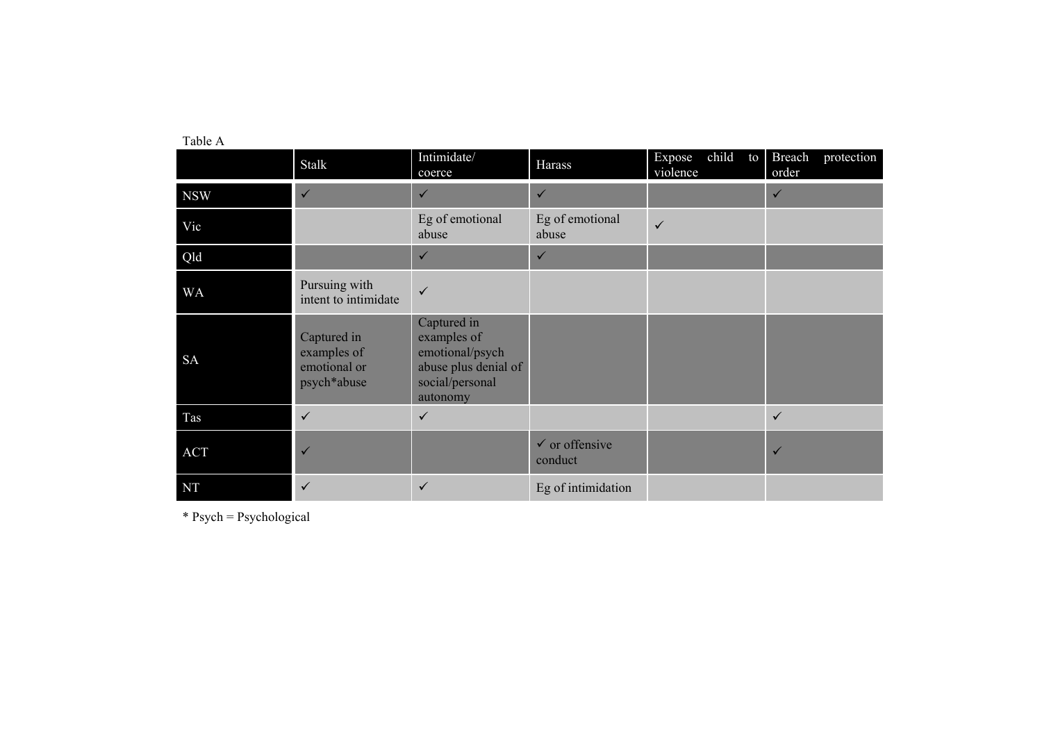Table A

| | Stalk | Intimidate/ coerce | Harass | Expose child to violence | Breach protection order |
|---|---|---|---|---|---|
| NSW | ✓ | ✓ | ✓ | | ✓ |
| Vic | | Eg of emotional abuse | Eg of emotional abuse | ✓ | |
| Qld | | ✓ | ✓ | | |
| WA | Pursuing with intent to intimidate | ✓ | | | |
| SA | Captured in examples of emotional or psych*abuse | Captured in examples of emotional/psych abuse plus denial of social/personal autonomy | | | |
| Tas | ✓ | ✓ | | | ✓ |
| ACT | ✓ | | ✓ or offensive conduct | | ✓ |
| NT | ✓ | ✓ | Eg of intimidation | | |

* Psych = Psychological